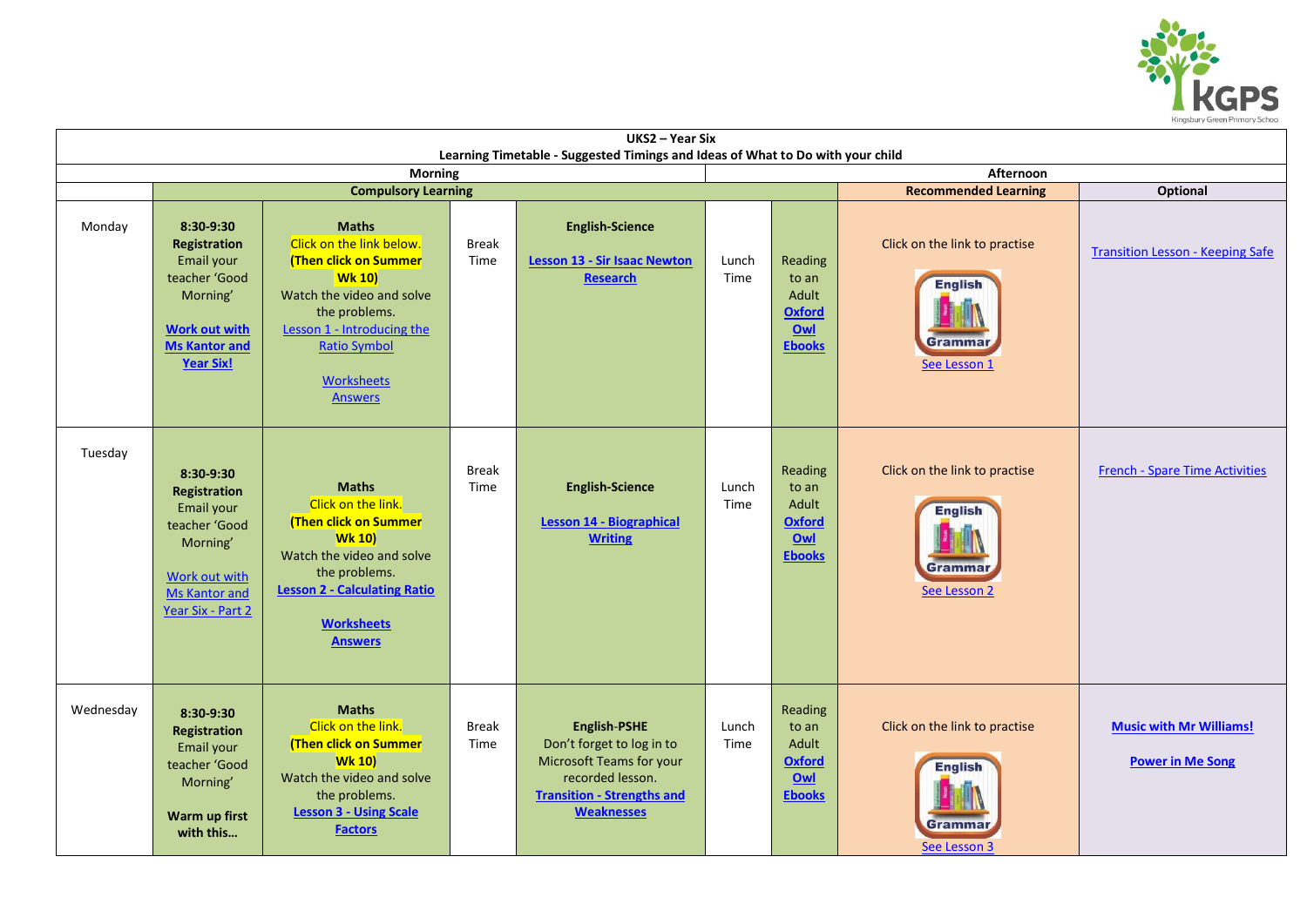Kingsbury Green Primary School

| UKS2 – Year Six<br>Learning Timetable - Suggested Timings and Ideas of What to Do with your child | | | | | | | | |
|---|---|---|---|---|---|---|---|---|
| | **Morning** | | | | | **Afternoon** | | |
| | **Compulsory Learning** | | | | | | **Recommended Learning** | **Optional** |
| Monday | **8:30-9:30 Registration** Email your teacher 'Good Morning' **Work out with Ms Kantor and Year Six!** | **Maths** Click on the link below. **(Then click on Summer Wk 10)** Watch the video and solve the problems. Lesson 1 - Introducing the Ratio Symbol<br><br>Worksheets<br>Answers | Break Time | **English-Science**<br><br>**Lesson 13 - Sir Isaac Newton Research** | Lunch Time | Reading to an Adult **Oxford Owl Ebooks** | Click on the link to practise<br>English Grammar<br>See Lesson 1 | Transition Lesson - Keeping Safe |
| Tuesday | **8:30-9:30 Registration** Email your teacher 'Good Morning'<br><br>Work out with Ms Kantor and Year Six - Part 2 | **Maths** Click on the link. **(Then click on Summer Wk 10)** Watch the video and solve the problems. **Lesson 2 - Calculating Ratio**<br><br>**Worksheets**<br>**Answers** | Break Time | **English-Science**<br><br>**Lesson 14 - Biographical Writing** | Lunch Time | Reading to an Adult **Oxford Owl Ebooks** | Click on the link to practise<br>English Grammar<br>See Lesson 2 | French - Spare Time Activities |
| Wednesday | **8:30-9:30 Registration** Email your teacher 'Good Morning'<br><br>**Warm up first with this…** | **Maths** Click on the link. **(Then click on Summer Wk 10)** Watch the video and solve the problems. **Lesson 3 - Using Scale Factors** | Break Time | **English-PSHE** Don't forget to log in to Microsoft Teams for your recorded lesson. **Transition - Strengths and Weaknesses** | Lunch Time | Reading to an Adult **Oxford Owl Ebooks** | Click on the link to practise<br>English Grammar<br>See Lesson 3 | **Music with Mr Williams!**<br><br>**Power in Me Song** |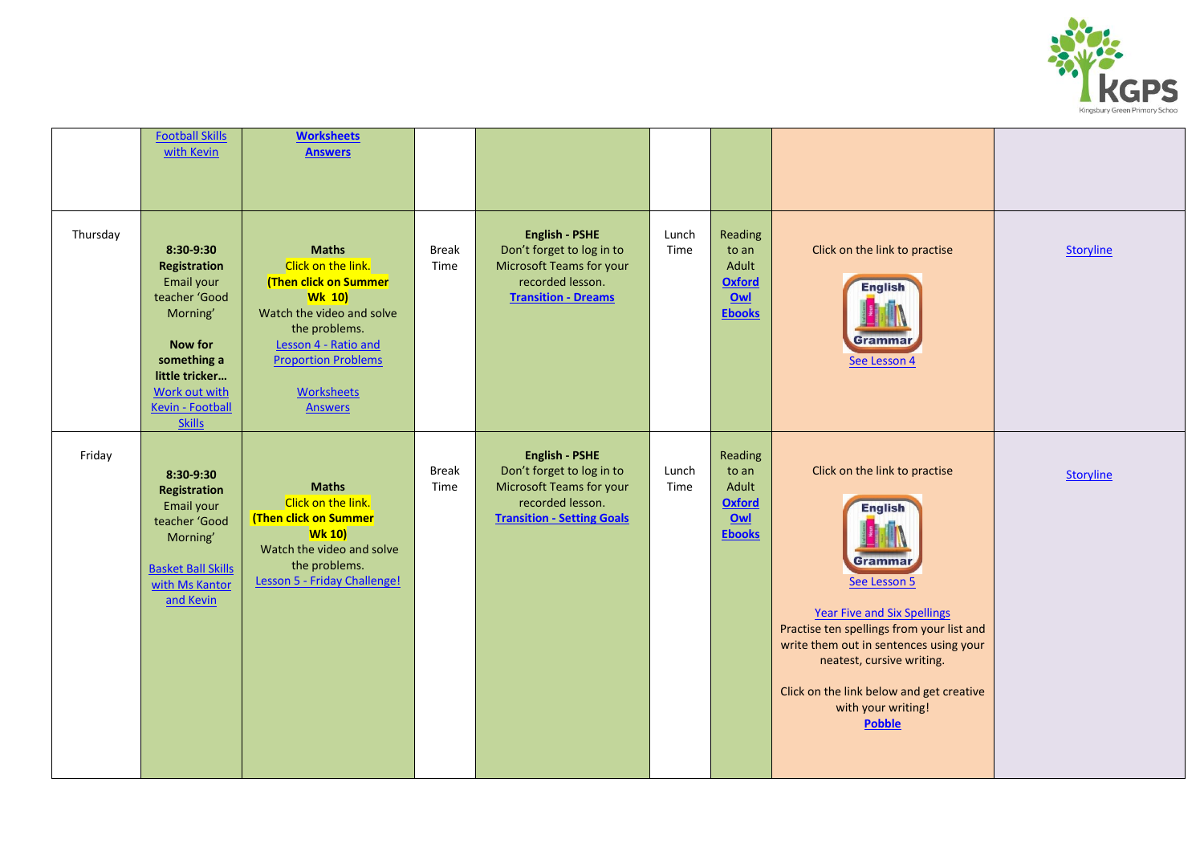| | | | | | | | | |
|---|---|---|---|---|---|---|---|---|
| | Football Skills with Kevin | **Worksheets** **Answers** | | | | | | |
| Thursday | **8:30-9:30 Registration** Email your teacher 'Good Morning' **Now for something a little tricker…** Work out with Kevin - Football Skills | **Maths** Click on the link. **(Then click on Summer Wk 10)** Watch the video and solve the problems. Lesson 4 - Ratio and Proportion Problems Worksheets Answers | Break Time | **English - PSHE** Don't forget to log in to Microsoft Teams for your recorded lesson. **Transition - Dreams** | Lunch Time | Reading to an Adult **Oxford Owl Ebooks** | Click on the link to practise English Grammar See Lesson 4 | Storyline |
| Friday | **8:30-9:30 Registration** Email your teacher 'Good Morning' Basket Ball Skills with Ms Kantor and Kevin | **Maths** Click on the link. **(Then click on Summer Wk 10)** Watch the video and solve the problems. Lesson 5 - Friday Challenge! | Break Time | **English - PSHE** Don't forget to log in to Microsoft Teams for your recorded lesson. **Transition - Setting Goals** | Lunch Time | Reading to an Adult **Oxford Owl Ebooks** | Click on the link to practise English Grammar See Lesson 5 Year Five and Six Spellings Practise ten spellings from your list and write them out in sentences using your neatest, cursive writing. Click on the link below and get creative with your writing! **Pobble** | Storyline |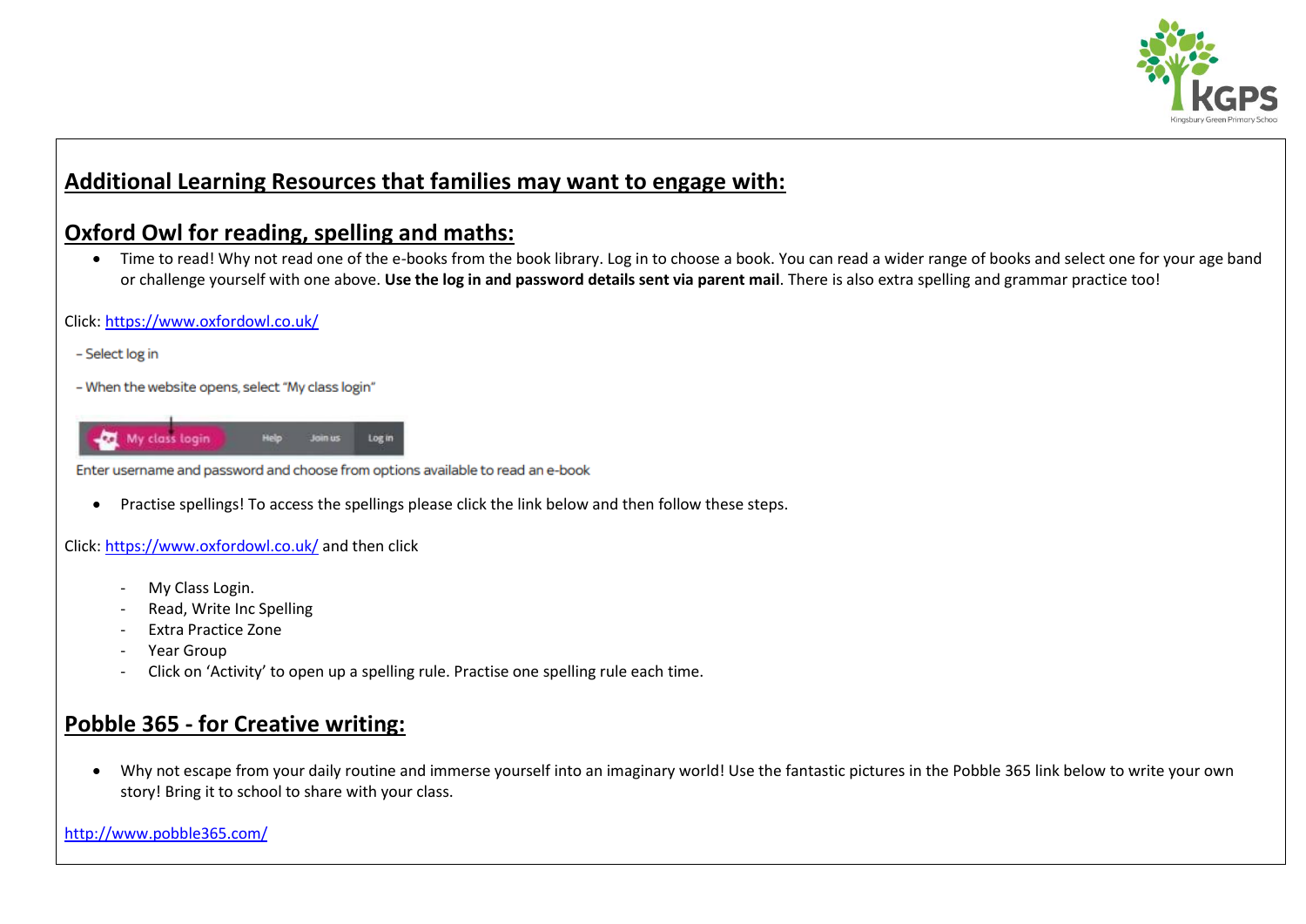## Additional Learning Resources that families may want to engage with:

## Oxford Owl for reading, spelling and maths:

- Time to read! Why not read one of the e-books from the book library. Log in to choose a book. You can read a wider range of books and select one for your age band or challenge yourself with one above. **Use the log in and password details sent via parent mail**. There is also extra spelling and grammar practice too!

Click: https://www.oxfordowl.co.uk/

- Select log in

- When the website opens, select "My class login"

My class login | Help | Join us | Log in

Enter username and password and choose from options available to read an e-book

- Practise spellings! To access the spellings please click the link below and then follow these steps.

Click: https://www.oxfordowl.co.uk/ and then click

- My Class Login.
- Read, Write Inc Spelling
- Extra Practice Zone
- Year Group
- Click on 'Activity' to open up a spelling rule. Practise one spelling rule each time.

## Pobble 365 - for Creative writing:

- Why not escape from your daily routine and immerse yourself into an imaginary world! Use the fantastic pictures in the Pobble 365 link below to write your own story! Bring it to school to share with your class.

http://www.pobble365.com/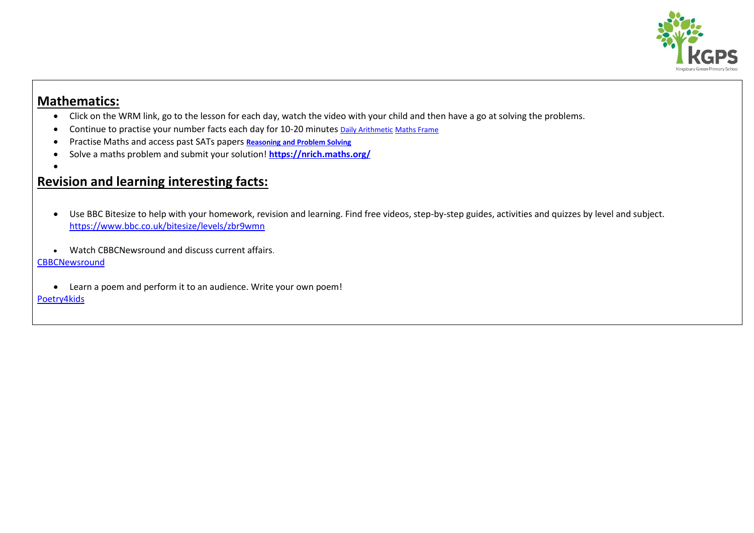## Mathematics:

- Click on the WRM link, go to the lesson for each day, watch the video with your child and then have a go at solving the problems.
- Continue to practise your number facts each day for 10-20 minutes Daily Arithmetic Maths Frame
- Practise Maths and access past SATs papers **Reasoning and Problem Solving**
- Solve a maths problem and submit your solution! **https://nrich.maths.org/**
- 

## Revision and learning interesting facts:

- Use BBC Bitesize to help with your homework, revision and learning. Find free videos, step-by-step guides, activities and quizzes by level and subject. https://www.bbc.co.uk/bitesize/levels/zbr9wmn

- Watch CBBCNewsround and discuss current affairs.

CBBCNewsround

- Learn a poem and perform it to an audience. Write your own poem!

Poetry4kids